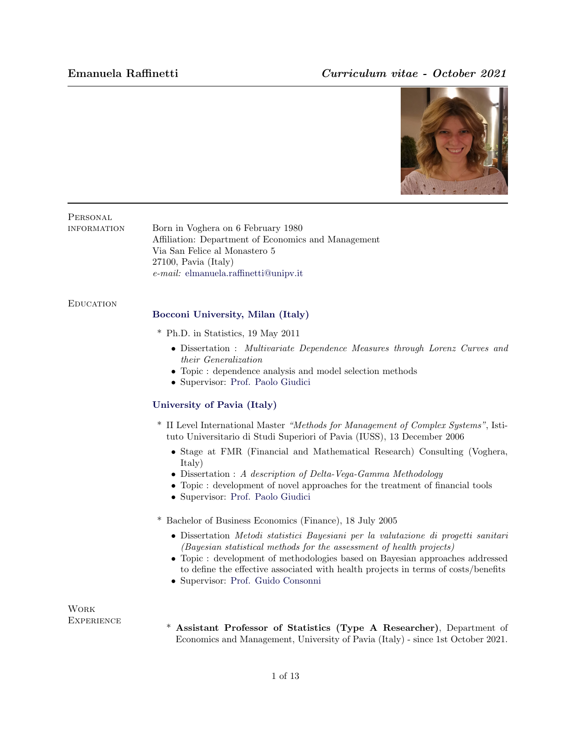# Emanuela Raffinetti

*Curriculum vitae - October 2021*

## Personal information

Born in Voghera on 6 February 1980
Affiliation: Department of Economics and Management
Via San Felice al Monastero 5
27100, Pavia (Italy)
*e-mail:* elmanuela.raffinetti@unipv.it

## Education

### Bocconi University, Milan (Italy)

* Ph.D. in Statistics, 19 May 2011
  - Dissertation : *Multivariate Dependence Measures through Lorenz Curves and their Generalization*
  - Topic : dependence analysis and model selection methods
  - Supervisor: Prof. Paolo Giudici

### University of Pavia (Italy)

* II Level International Master *"Methods for Management of Complex Systems"*, Istituto Universitario di Studi Superiori of Pavia (IUSS), 13 December 2006
  - Stage at FMR (Financial and Mathematical Research) Consulting (Voghera, Italy)
  - Dissertation : *A description of Delta-Vega-Gamma Methodology*
  - Topic : development of novel approaches for the treatment of financial tools
  - Supervisor: Prof. Paolo Giudici

* Bachelor of Business Economics (Finance), 18 July 2005
  - Dissertation *Metodi statistici Bayesiani per la valutazione di progetti sanitari (Bayesian statistical methods for the assessment of health projects)*
  - Topic : development of methodologies based on Bayesian approaches addressed to define the effective associated with health projects in terms of costs/benefits
  - Supervisor: Prof. Guido Consonni

## Work Experience

* **Assistant Professor of Statistics (Type A Researcher)**, Department of Economics and Management, University of Pavia (Italy) - since 1st October 2021.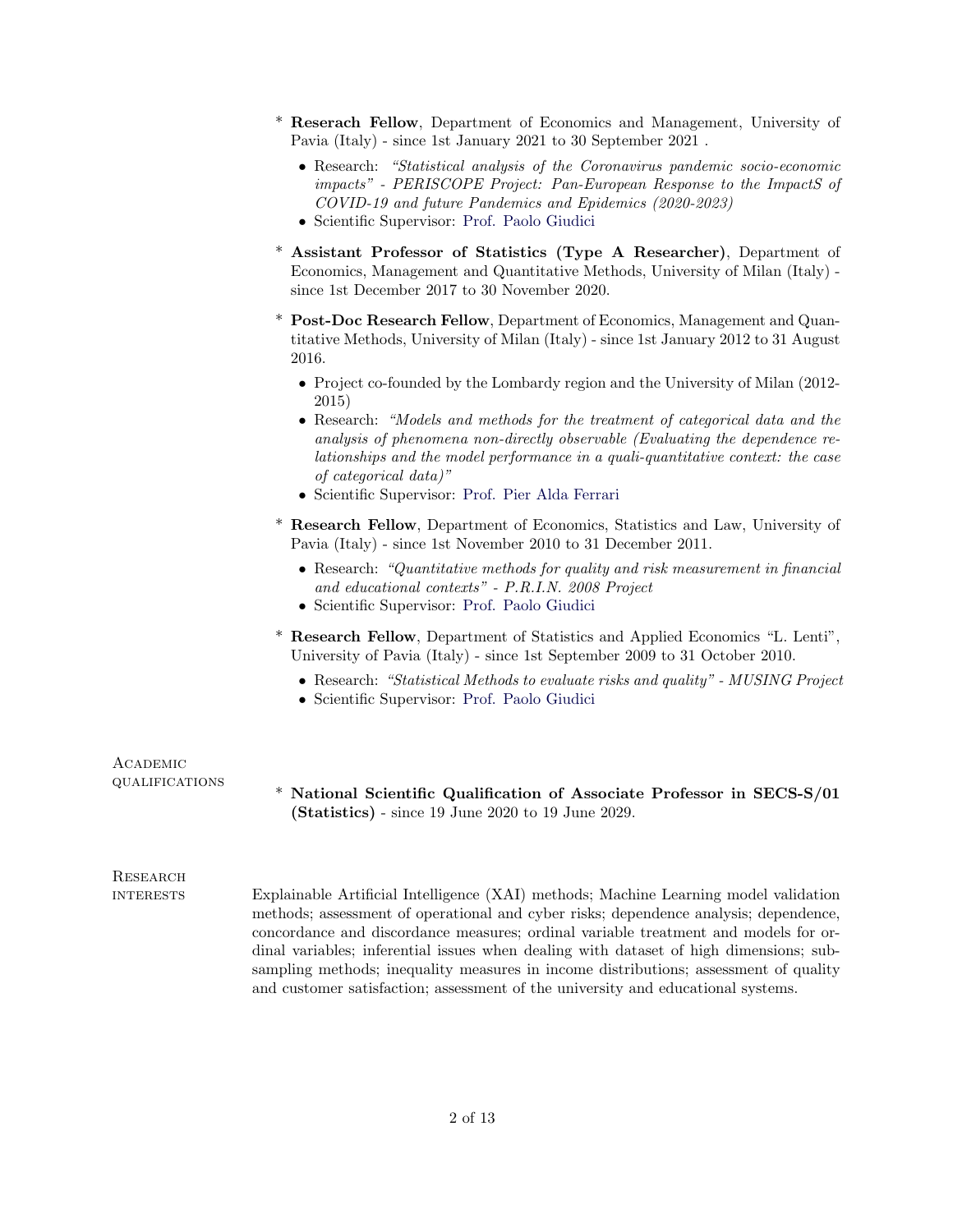* **Reserach Fellow**, Department of Economics and Management, University of Pavia (Italy) - since 1st January 2021 to 30 September 2021 .
  - Research: *"Statistical analysis of the Coronavirus pandemic socio-economic impacts" - PERISCOPE Project: Pan-European Response to the ImpactS of COVID-19 and future Pandemics and Epidemics (2020-2023)*
  - Scientific Supervisor: Prof. Paolo Giudici

* **Assistant Professor of Statistics (Type A Researcher)**, Department of Economics, Management and Quantitative Methods, University of Milan (Italy) - since 1st December 2017 to 30 November 2020.

* **Post-Doc Research Fellow**, Department of Economics, Management and Quantitative Methods, University of Milan (Italy) - since 1st January 2012 to 31 August 2016.
  - Project co-founded by the Lombardy region and the University of Milan (2012-2015)
  - Research: *"Models and methods for the treatment of categorical data and the analysis of phenomena non-directly observable (Evaluating the dependence relationships and the model performance in a quali-quantitative context: the case of categorical data)"*
  - Scientific Supervisor: Prof. Pier Alda Ferrari

* **Research Fellow**, Department of Economics, Statistics and Law, University of Pavia (Italy) - since 1st November 2010 to 31 December 2011.
  - Research: *"Quantitative methods for quality and risk measurement in financial and educational contexts" - P.R.I.N. 2008 Project*
  - Scientific Supervisor: Prof. Paolo Giudici

* **Research Fellow**, Department of Statistics and Applied Economics "L. Lenti", University of Pavia (Italy) - since 1st September 2009 to 31 October 2010.
  - Research: *"Statistical Methods to evaluate risks and quality" - MUSING Project*
  - Scientific Supervisor: Prof. Paolo Giudici

## Academic qualifications

* **National Scientific Qualification of Associate Professor in SECS-S/01 (Statistics)** - since 19 June 2020 to 19 June 2029.

## Research interests

Explainable Artificial Intelligence (XAI) methods; Machine Learning model validation methods; assessment of operational and cyber risks; dependence analysis; dependence, concordance and discordance measures; ordinal variable treatment and models for ordinal variables; inferential issues when dealing with dataset of high dimensions; subsampling methods; inequality measures in income distributions; assessment of quality and customer satisfaction; assessment of the university and educational systems.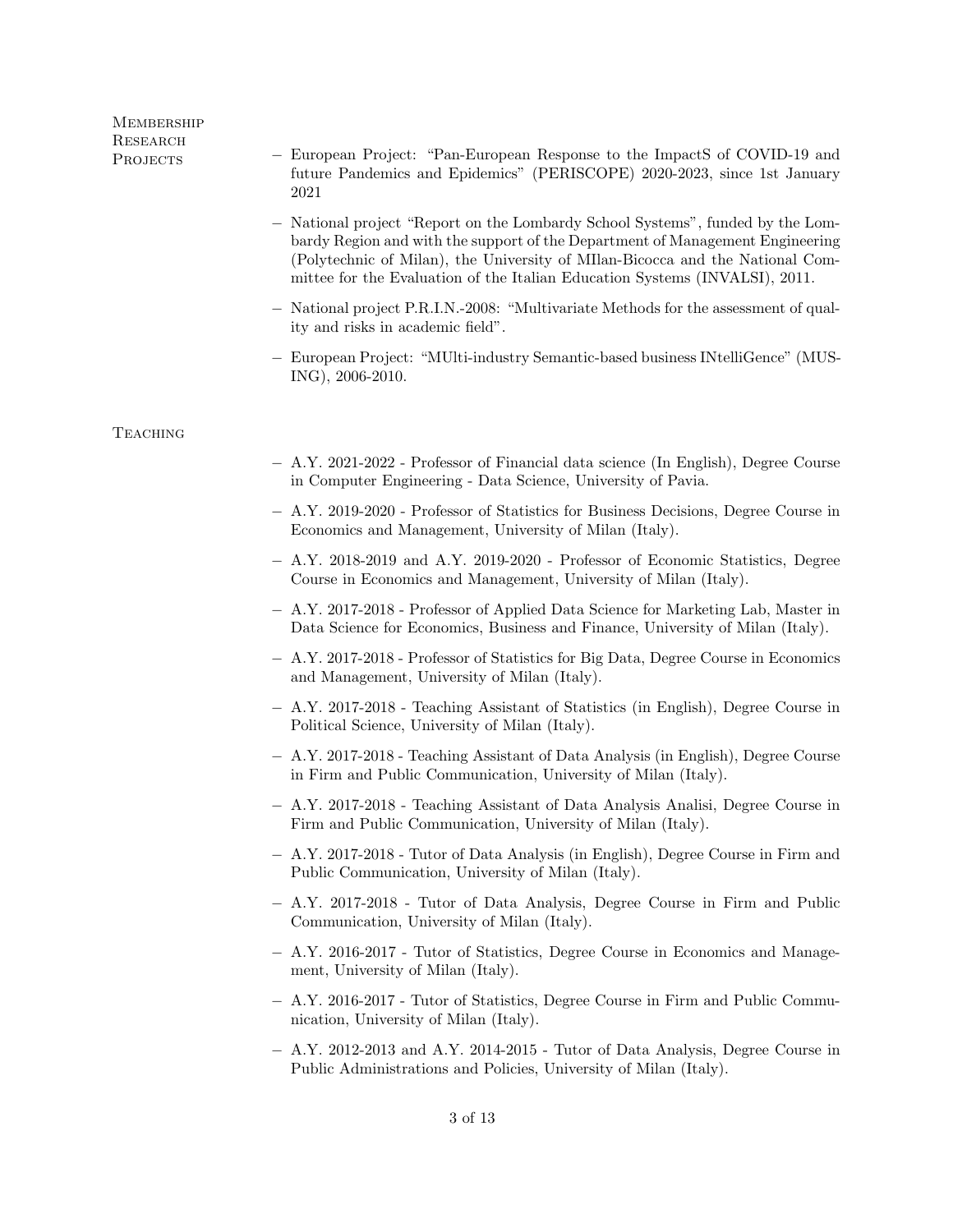## Membership Research Projects

- European Project: "Pan-European Response to the ImpactS of COVID-19 and future Pandemics and Epidemics" (PERISCOPE) 2020-2023, since 1st January 2021
- National project "Report on the Lombardy School Systems", funded by the Lombardy Region and with the support of the Department of Management Engineering (Polytechnic of Milan), the University of MIlan-Bicocca and the National Committee for the Evaluation of the Italian Education Systems (INVALSI), 2011.
- National project P.R.I.N.-2008: "Multivariate Methods for the assessment of quality and risks in academic field".
- European Project: "MUlti-industry Semantic-based business INtelliGence" (MUSING), 2006-2010.

## Teaching

- A.Y. 2021-2022 - Professor of Financial data science (In English), Degree Course in Computer Engineering - Data Science, University of Pavia.
- A.Y. 2019-2020 - Professor of Statistics for Business Decisions, Degree Course in Economics and Management, University of Milan (Italy).
- A.Y. 2018-2019 and A.Y. 2019-2020 - Professor of Economic Statistics, Degree Course in Economics and Management, University of Milan (Italy).
- A.Y. 2017-2018 - Professor of Applied Data Science for Marketing Lab, Master in Data Science for Economics, Business and Finance, University of Milan (Italy).
- A.Y. 2017-2018 - Professor of Statistics for Big Data, Degree Course in Economics and Management, University of Milan (Italy).
- A.Y. 2017-2018 - Teaching Assistant of Statistics (in English), Degree Course in Political Science, University of Milan (Italy).
- A.Y. 2017-2018 - Teaching Assistant of Data Analysis (in English), Degree Course in Firm and Public Communication, University of Milan (Italy).
- A.Y. 2017-2018 - Teaching Assistant of Data Analysis Analisi, Degree Course in Firm and Public Communication, University of Milan (Italy).
- A.Y. 2017-2018 - Tutor of Data Analysis (in English), Degree Course in Firm and Public Communication, University of Milan (Italy).
- A.Y. 2017-2018 - Tutor of Data Analysis, Degree Course in Firm and Public Communication, University of Milan (Italy).
- A.Y. 2016-2017 - Tutor of Statistics, Degree Course in Economics and Management, University of Milan (Italy).
- A.Y. 2016-2017 - Tutor of Statistics, Degree Course in Firm and Public Communication, University of Milan (Italy).
- A.Y. 2012-2013 and A.Y. 2014-2015 - Tutor of Data Analysis, Degree Course in Public Administrations and Policies, University of Milan (Italy).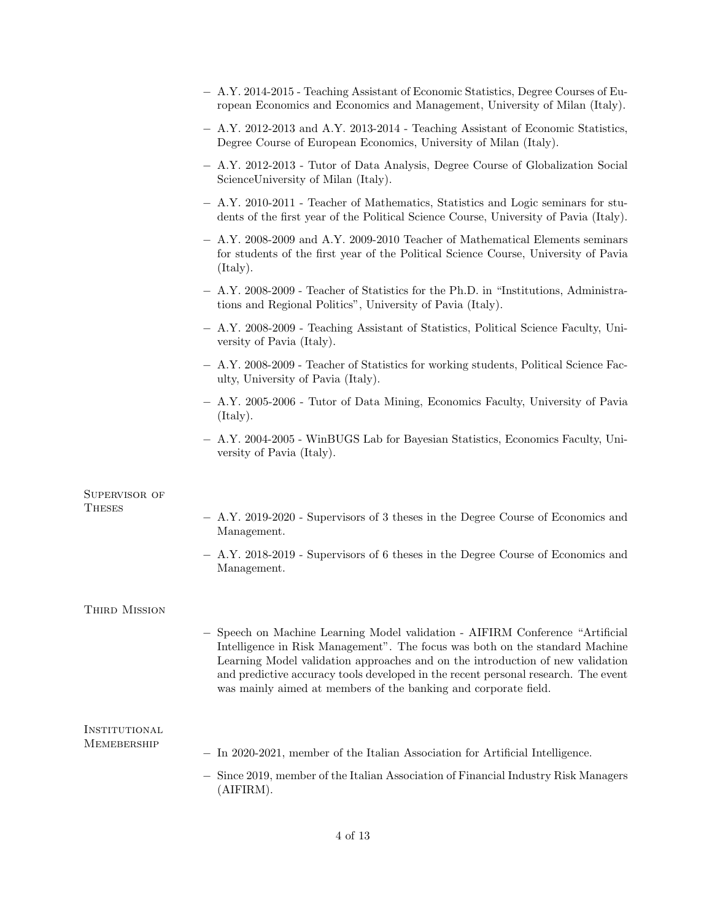- A.Y. 2014-2015 - Teaching Assistant of Economic Statistics, Degree Courses of European Economics and Economics and Management, University of Milan (Italy).
- A.Y. 2012-2013 and A.Y. 2013-2014 - Teaching Assistant of Economic Statistics, Degree Course of European Economics, University of Milan (Italy).
- A.Y. 2012-2013 - Tutor of Data Analysis, Degree Course of Globalization Social ScienceUniversity of Milan (Italy).
- A.Y. 2010-2011 - Teacher of Mathematics, Statistics and Logic seminars for students of the first year of the Political Science Course, University of Pavia (Italy).
- A.Y. 2008-2009 and A.Y. 2009-2010 Teacher of Mathematical Elements seminars for students of the first year of the Political Science Course, University of Pavia (Italy).
- A.Y. 2008-2009 - Teacher of Statistics for the Ph.D. in "Institutions, Administrations and Regional Politics", University of Pavia (Italy).
- A.Y. 2008-2009 - Teaching Assistant of Statistics, Political Science Faculty, University of Pavia (Italy).
- A.Y. 2008-2009 - Teacher of Statistics for working students, Political Science Faculty, University of Pavia (Italy).
- A.Y. 2005-2006 - Tutor of Data Mining, Economics Faculty, University of Pavia (Italy).
- A.Y. 2004-2005 - WinBUGS Lab for Bayesian Statistics, Economics Faculty, University of Pavia (Italy).

## Supervisor of Theses

- A.Y. 2019-2020 - Supervisors of 3 theses in the Degree Course of Economics and Management.
- A.Y. 2018-2019 - Supervisors of 6 theses in the Degree Course of Economics and Management.

## Third Mission

- Speech on Machine Learning Model validation - AIFIRM Conference "Artificial Intelligence in Risk Management". The focus was both on the standard Machine Learning Model validation approaches and on the introduction of new validation and predictive accuracy tools developed in the recent personal research. The event was mainly aimed at members of the banking and corporate field.

## Institutional Memebership

- In 2020-2021, member of the Italian Association for Artificial Intelligence.
- Since 2019, member of the Italian Association of Financial Industry Risk Managers (AIFIRM).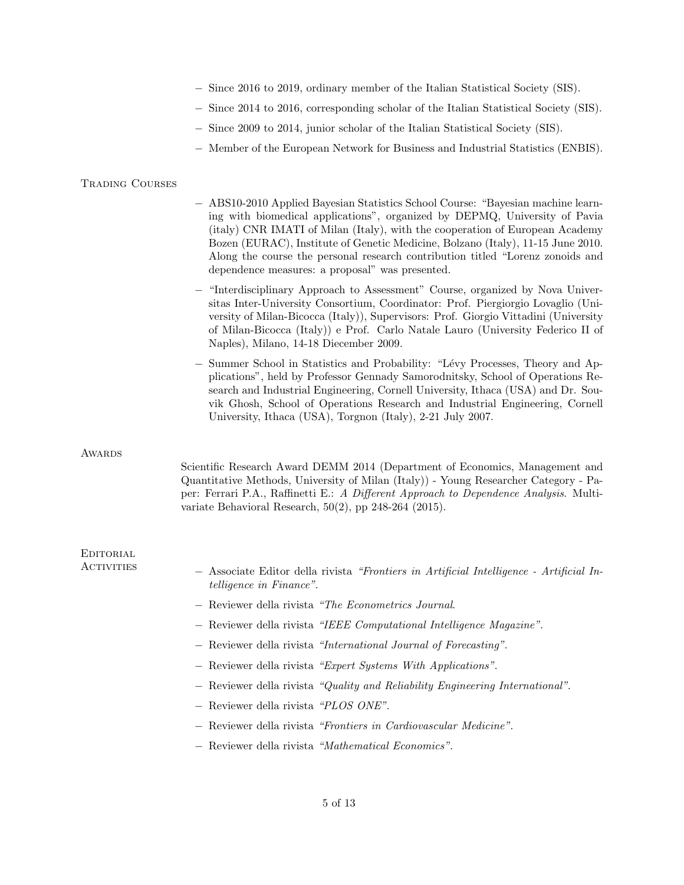- Since 2016 to 2019, ordinary member of the Italian Statistical Society (SIS).
- Since 2014 to 2016, corresponding scholar of the Italian Statistical Society (SIS).
- Since 2009 to 2014, junior scholar of the Italian Statistical Society (SIS).
- Member of the European Network for Business and Industrial Statistics (ENBIS).

## Trading Courses

- ABS10-2010 Applied Bayesian Statistics School Course: "Bayesian machine learning with biomedical applications", organized by DEPMQ, University of Pavia (italy) CNR IMATI of Milan (Italy), with the cooperation of European Academy Bozen (EURAC), Institute of Genetic Medicine, Bolzano (Italy), 11-15 June 2010. Along the course the personal research contribution titled "Lorenz zonoids and dependence measures: a proposal" was presented.
- "Interdisciplinary Approach to Assessment" Course, organized by Nova Universitas Inter-University Consortium, Coordinator: Prof. Piergiorgio Lovaglio (University of Milan-Bicocca (Italy)), Supervisors: Prof. Giorgio Vittadini (University of Milan-Bicocca (Italy)) e Prof. Carlo Natale Lauro (University Federico II of Naples), Milano, 14-18 Diecember 2009.
- Summer School in Statistics and Probability: "Lévy Processes, Theory and Applications", held by Professor Gennady Samorodnitsky, School of Operations Research and Industrial Engineering, Cornell University, Ithaca (USA) and Dr. Souvik Ghosh, School of Operations Research and Industrial Engineering, Cornell University, Ithaca (USA), Torgnon (Italy), 2-21 July 2007.

## Awards

Scientific Research Award DEMM 2014 (Department of Economics, Management and Quantitative Methods, University of Milan (Italy)) - Young Researcher Category - Paper: Ferrari P.A., Raffinetti E.: *A Different Approach to Dependence Analysis*. Multivariate Behavioral Research, 50(2), pp 248-264 (2015).

## Editorial Activities

- Associate Editor della rivista *"Frontiers in Artificial Intelligence - Artificial Intelligence in Finance"*.
- Reviewer della rivista *"The Econometrics Journal*.
- Reviewer della rivista *"IEEE Computational Intelligence Magazine"*.
- Reviewer della rivista *"International Journal of Forecasting"*.
- Reviewer della rivista *"Expert Systems With Applications"*.
- Reviewer della rivista *"Quality and Reliability Engineering International"*.
- Reviewer della rivista *"PLOS ONE"*.
- Reviewer della rivista *"Frontiers in Cardiovascular Medicine"*.
- Reviewer della rivista *"Mathematical Economics"*.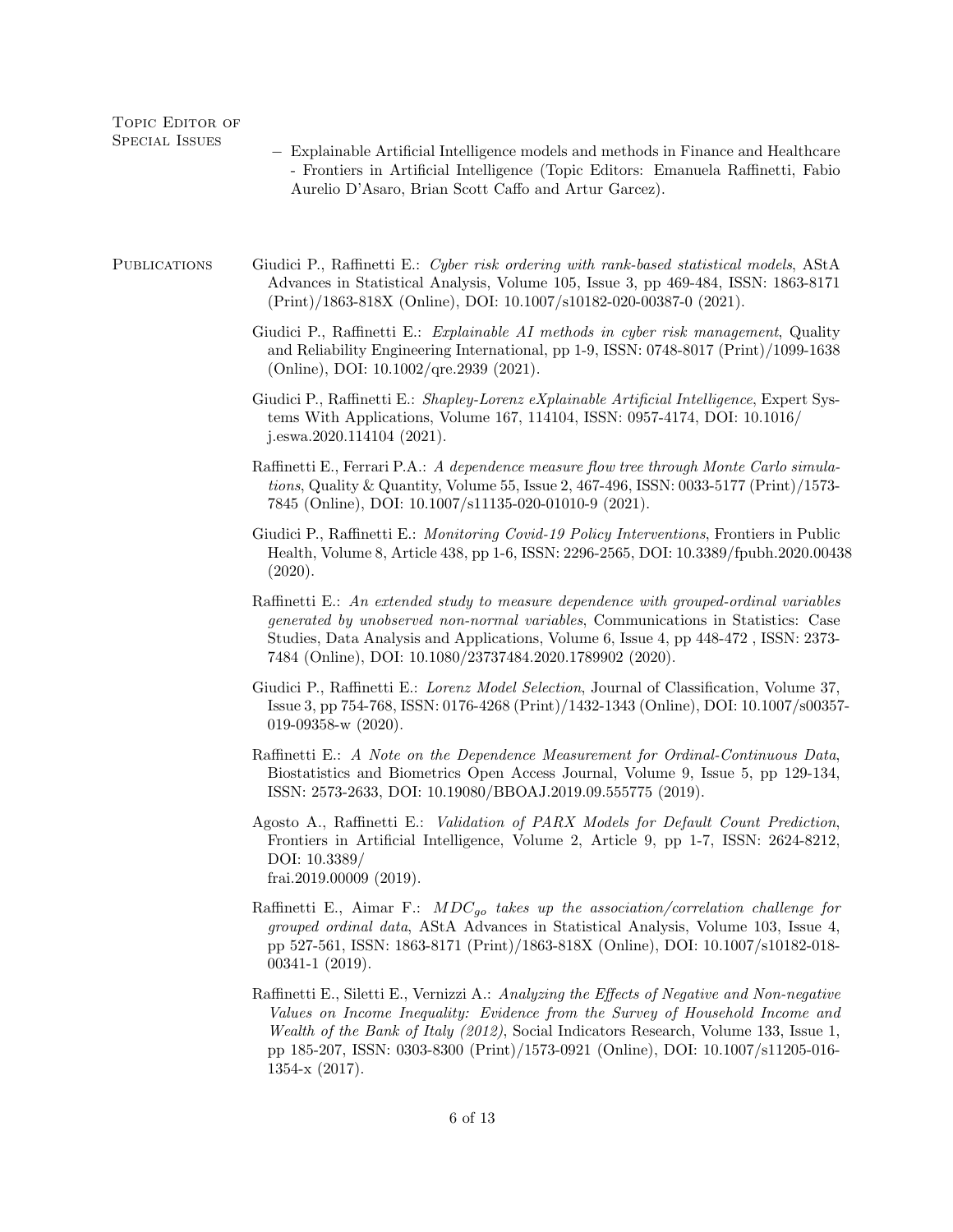**Topic Editor of Special Issues**

- Explainable Artificial Intelligence models and methods in Finance and Healthcare - Frontiers in Artificial Intelligence (Topic Editors: Emanuela Raffinetti, Fabio Aurelio D'Asaro, Brian Scott Caffo and Artur Garcez).

**Publications**

Giudici P., Raffinetti E.: *Cyber risk ordering with rank-based statistical models*, AStA Advances in Statistical Analysis, Volume 105, Issue 3, pp 469-484, ISSN: 1863-8171 (Print)/1863-818X (Online), DOI: 10.1007/s10182-020-00387-0 (2021).

Giudici P., Raffinetti E.: *Explainable AI methods in cyber risk management*, Quality and Reliability Engineering International, pp 1-9, ISSN: 0748-8017 (Print)/1099-1638 (Online), DOI: 10.1002/qre.2939 (2021).

Giudici P., Raffinetti E.: *Shapley-Lorenz eXplainable Artificial Intelligence*, Expert Systems With Applications, Volume 167, 114104, ISSN: 0957-4174, DOI: 10.1016/j.eswa.2020.114104 (2021).

Raffinetti E., Ferrari P.A.: *A dependence measure flow tree through Monte Carlo simulations*, Quality & Quantity, Volume 55, Issue 2, 467-496, ISSN: 0033-5177 (Print)/1573-7845 (Online), DOI: 10.1007/s11135-020-01010-9 (2021).

Giudici P., Raffinetti E.: *Monitoring Covid-19 Policy Interventions*, Frontiers in Public Health, Volume 8, Article 438, pp 1-6, ISSN: 2296-2565, DOI: 10.3389/fpubh.2020.00438 (2020).

Raffinetti E.: *An extended study to measure dependence with grouped-ordinal variables generated by unobserved non-normal variables*, Communications in Statistics: Case Studies, Data Analysis and Applications, Volume 6, Issue 4, pp 448-472 , ISSN: 2373-7484 (Online), DOI: 10.1080/23737484.2020.1789902 (2020).

Giudici P., Raffinetti E.: *Lorenz Model Selection*, Journal of Classification, Volume 37, Issue 3, pp 754-768, ISSN: 0176-4268 (Print)/1432-1343 (Online), DOI: 10.1007/s00357-019-09358-w (2020).

Raffinetti E.: *A Note on the Dependence Measurement for Ordinal-Continuous Data*, Biostatistics and Biometrics Open Access Journal, Volume 9, Issue 5, pp 129-134, ISSN: 2573-2633, DOI: 10.19080/BBOAJ.2019.09.555775 (2019).

Agosto A., Raffinetti E.: *Validation of PARX Models for Default Count Prediction*, Frontiers in Artificial Intelligence, Volume 2, Article 9, pp 1-7, ISSN: 2624-8212, DOI: 10.3389/frai.2019.00009 (2019).

Raffinetti E., Aimar F.: *$MDC_{go}$ takes up the association/correlation challenge for grouped ordinal data*, AStA Advances in Statistical Analysis, Volume 103, Issue 4, pp 527-561, ISSN: 1863-8171 (Print)/1863-818X (Online), DOI: 10.1007/s10182-018-00341-1 (2019).

Raffinetti E., Siletti E., Vernizzi A.: *Analyzing the Effects of Negative and Non-negative Values on Income Inequality: Evidence from the Survey of Household Income and Wealth of the Bank of Italy (2012)*, Social Indicators Research, Volume 133, Issue 1, pp 185-207, ISSN: 0303-8300 (Print)/1573-0921 (Online), DOI: 10.1007/s11205-016-1354-x (2017).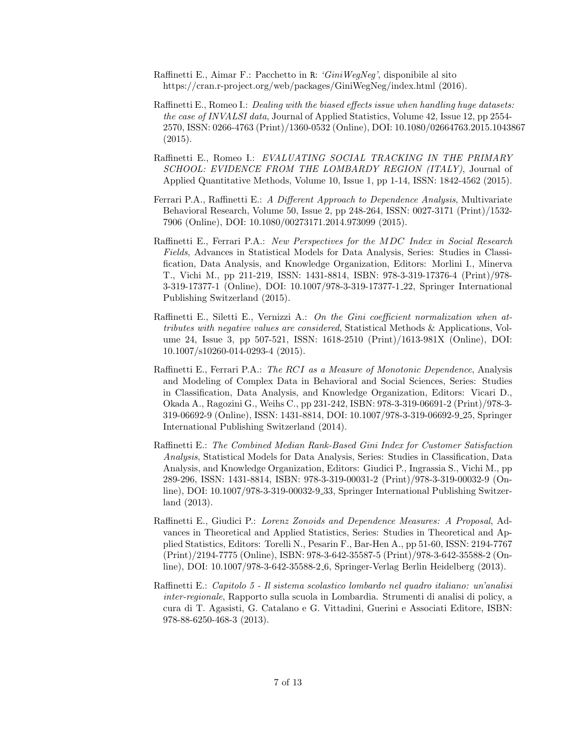Raffinetti E., Aimar F.: Pacchetto in R: *'GiniWegNeg'*, disponibile al sito https://cran.r-project.org/web/packages/GiniWegNeg/index.html (2016).

Raffinetti E., Romeo I.: *Dealing with the biased effects issue when handling huge datasets: the case of INVALSI data*, Journal of Applied Statistics, Volume 42, Issue 12, pp 2554-2570, ISSN: 0266-4763 (Print)/1360-0532 (Online), DOI: 10.1080/02664763.2015.1043867 (2015).

Raffinetti E., Romeo I.: *EVALUATING SOCIAL TRACKING IN THE PRIMARY SCHOOL: EVIDENCE FROM THE LOMBARDY REGION (ITALY)*, Journal of Applied Quantitative Methods, Volume 10, Issue 1, pp 1-14, ISSN: 1842-4562 (2015).

Ferrari P.A., Raffinetti E.: *A Different Approach to Dependence Analysis*, Multivariate Behavioral Research, Volume 50, Issue 2, pp 248-264, ISSN: 0027-3171 (Print)/1532-7906 (Online), DOI: 10.1080/00273171.2014.973099 (2015).

Raffinetti E., Ferrari P.A.: *New Perspectives for the MDC Index in Social Research Fields*, Advances in Statistical Models for Data Analysis, Series: Studies in Classification, Data Analysis, and Knowledge Organization, Editors: Morlini I., Minerva T., Vichi M., pp 211-219, ISSN: 1431-8814, ISBN: 978-3-319-17376-4 (Print)/978-3-319-17377-1 (Online), DOI: 10.1007/978-3-319-17377-1_22, Springer International Publishing Switzerland (2015).

Raffinetti E., Siletti E., Vernizzi A.: *On the Gini coefficient normalization when attributes with negative values are considered*, Statistical Methods & Applications, Volume 24, Issue 3, pp 507-521, ISSN: 1618-2510 (Print)/1613-981X (Online), DOI: 10.1007/s10260-014-0293-4 (2015).

Raffinetti E., Ferrari P.A.: *The RCI as a Measure of Monotonic Dependence*, Analysis and Modeling of Complex Data in Behavioral and Social Sciences, Series: Studies in Classification, Data Analysis, and Knowledge Organization, Editors: Vicari D., Okada A., Ragozini G., Weihs C., pp 231-242, ISBN: 978-3-319-06691-2 (Print)/978-3-319-06692-9 (Online), ISSN: 1431-8814, DOI: 10.1007/978-3-319-06692-9_25, Springer International Publishing Switzerland (2014).

Raffinetti E.: *The Combined Median Rank-Based Gini Index for Customer Satisfaction Analysis*, Statistical Models for Data Analysis, Series: Studies in Classification, Data Analysis, and Knowledge Organization, Editors: Giudici P., Ingrassia S., Vichi M., pp 289-296, ISSN: 1431-8814, ISBN: 978-3-319-00031-2 (Print)/978-3-319-00032-9 (Online), DOI: 10.1007/978-3-319-00032-9_33, Springer International Publishing Switzerland (2013).

Raffinetti E., Giudici P.: *Lorenz Zonoids and Dependence Measures: A Proposal*, Advances in Theoretical and Applied Statistics, Series: Studies in Theoretical and Applied Statistics, Editors: Torelli N., Pesarin F., Bar-Hen A., pp 51-60, ISSN: 2194-7767 (Print)/2194-7775 (Online), ISBN: 978-3-642-35587-5 (Print)/978-3-642-35588-2 (Online), DOI: 10.1007/978-3-642-35588-2_6, Springer-Verlag Berlin Heidelberg (2013).

Raffinetti E.: *Capitolo 5 - Il sistema scolastico lombardo nel quadro italiano: un'analisi inter-regionale*, Rapporto sulla scuola in Lombardia. Strumenti di analisi di policy, a cura di T. Agasisti, G. Catalano e G. Vittadini, Guerini e Associati Editore, ISBN: 978-88-6250-468-3 (2013).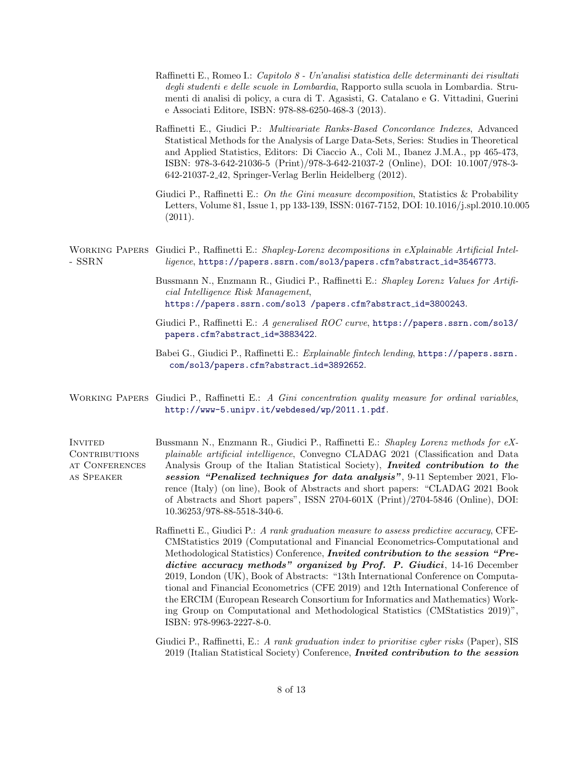Raffinetti E., Romeo I.: *Capitolo 8 - Un'analisi statistica delle determinanti dei risultati degli studenti e delle scuole in Lombardia*, Rapporto sulla scuola in Lombardia. Strumenti di analisi di policy, a cura di T. Agasisti, G. Catalano e G. Vittadini, Guerini e Associati Editore, ISBN: 978-88-6250-468-3 (2013).

Raffinetti E., Giudici P.: *Multivariate Ranks-Based Concordance Indexes*, Advanced Statistical Methods for the Analysis of Large Data-Sets, Series: Studies in Theoretical and Applied Statistics, Editors: Di Ciaccio A., Coli M., Ibanez J.M.A., pp 465-473, ISBN: 978-3-642-21036-5 (Print)/978-3-642-21037-2 (Online), DOI: 10.1007/978-3-642-21037-2_42, Springer-Verlag Berlin Heidelberg (2012).

Giudici P., Raffinetti E.: *On the Gini measure decomposition*, Statistics & Probability Letters, Volume 81, Issue 1, pp 133-139, ISSN: 0167-7152, DOI: 10.1016/j.spl.2010.10.005 (2011).

## Working Papers - SSRN

Giudici P., Raffinetti E.: *Shapley-Lorenz decompositions in eXplainable Artificial Intelligence*, https://papers.ssrn.com/sol3/papers.cfm?abstract_id=3546773.

Bussmann N., Enzmann R., Giudici P., Raffinetti E.: *Shapley Lorenz Values for Artificial Intelligence Risk Management*, https://papers.ssrn.com/sol3 /papers.cfm?abstract_id=3800243.

Giudici P., Raffinetti E.: *A generalised ROC curve*, https://papers.ssrn.com/sol3/papers.cfm?abstract_id=3883422.

Babei G., Giudici P., Raffinetti E.: *Explainable fintech lending*, https://papers.ssrn.com/sol3/papers.cfm?abstract_id=3892652.

## Working Papers

Giudici P., Raffinetti E.: *A Gini concentration quality measure for ordinal variables*, http://www-5.unipv.it/webdesed/wp/2011.1.pdf.

## Invited Contributions at Conferences as Speaker

Bussmann N., Enzmann R., Giudici P., Raffinetti E.: *Shapley Lorenz methods for eXplainable artificial intelligence*, Convegno CLADAG 2021 (Classification and Data Analysis Group of the Italian Statistical Society), ***Invited contribution to the session "Penalized techniques for data analysis"***, 9-11 September 2021, Florence (Italy) (on line), Book of Abstracts and short papers: "CLADAG 2021 Book of Abstracts and Short papers", ISSN 2704-601X (Print)/2704-5846 (Online), DOI: 10.36253/978-88-5518-340-6.

Raffinetti E., Giudici P.: *A rank graduation measure to assess predictive accuracy*, CFE-CMStatistics 2019 (Computational and Financial Econometrics-Computational and Methodological Statistics) Conference, ***Invited contribution to the session "Predictive accuracy methods" organized by Prof. P. Giudici***, 14-16 December 2019, London (UK), Book of Abstracts: "13th International Conference on Computational and Financial Econometrics (CFE 2019) and 12th International Conference of the ERCIM (European Research Consortium for Informatics and Mathematics) Working Group on Computational and Methodological Statistics (CMStatistics 2019)", ISBN: 978-9963-2227-8-0.

Giudici P., Raffinetti, E.: *A rank graduation index to prioritise cyber risks* (Paper), SIS 2019 (Italian Statistical Society) Conference, ***Invited contribution to the session***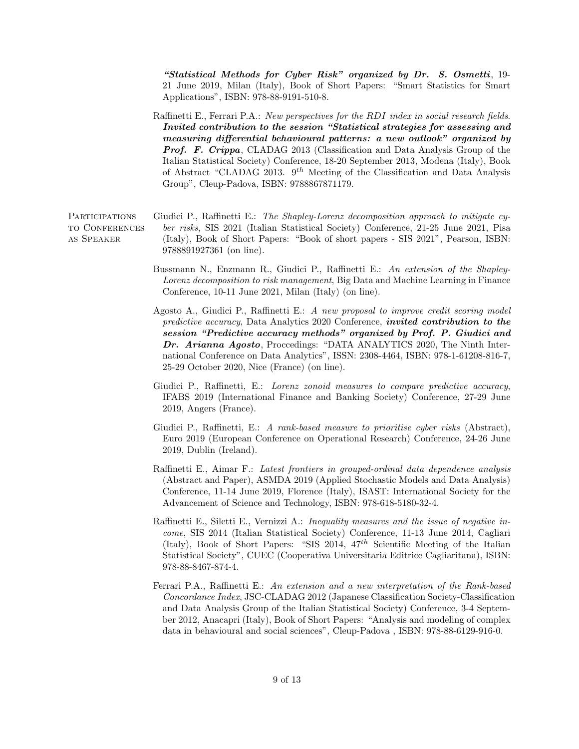***"Statistical Methods for Cyber Risk" organized by Dr. S. Osmetti***, 19-21 June 2019, Milan (Italy), Book of Short Papers: "Smart Statistics for Smart Applications", ISBN: 978-88-9191-510-8.

Raffinetti E., Ferrari P.A.: *New perspectives for the RDI index in social research fields.* ***Invited contribution to the session "Statistical strategies for assessing and measuring differential behavioural patterns: a new outlook" organized by Prof. F. Crippa***, CLADAG 2013 (Classification and Data Analysis Group of the Italian Statistical Society) Conference, 18-20 September 2013, Modena (Italy), Book of Abstract "CLADAG 2013. $9^{th}$ Meeting of the Classification and Data Analysis Group", Cleup-Padova, ISBN: 9788867871179.

## Participations to Conferences as Speaker

Giudici P., Raffinetti E.: *The Shapley-Lorenz decomposition approach to mitigate cyber risks*, SIS 2021 (Italian Statistical Society) Conference, 21-25 June 2021, Pisa (Italy), Book of Short Papers: "Book of short papers - SIS 2021", Pearson, ISBN: 9788891927361 (on line).

Bussmann N., Enzmann R., Giudici P., Raffinetti E.: *An extension of the Shapley-Lorenz decomposition to risk management*, Big Data and Machine Learning in Finance Conference, 10-11 June 2021, Milan (Italy) (on line).

Agosto A., Giudici P., Raffinetti E.: *A new proposal to improve credit scoring model predictive accuracy*, Data Analytics 2020 Conference, ***invited contribution to the session "Predictive accuracy methods" organized by Prof. P. Giudici and Dr. Arianna Agosto***, Proccedings: "DATA ANALYTICS 2020, The Ninth International Conference on Data Analytics", ISSN: 2308-4464, ISBN: 978-1-61208-816-7, 25-29 October 2020, Nice (France) (on line).

Giudici P., Raffinetti, E.: *Lorenz zonoid measures to compare predictive accuracy*, IFABS 2019 (International Finance and Banking Society) Conference, 27-29 June 2019, Angers (France).

Giudici P., Raffinetti, E.: *A rank-based measure to prioritise cyber risks* (Abstract), Euro 2019 (European Conference on Operational Research) Conference, 24-26 June 2019, Dublin (Ireland).

Raffinetti E., Aimar F.: *Latest frontiers in grouped-ordinal data dependence analysis* (Abstract and Paper), ASMDA 2019 (Applied Stochastic Models and Data Analysis) Conference, 11-14 June 2019, Florence (Italy), ISAST: International Society for the Advancement of Science and Technology, ISBN: 978-618-5180-32-4.

Raffinetti E., Siletti E., Vernizzi A.: *Inequality measures and the issue of negative income*, SIS 2014 (Italian Statistical Society) Conference, 11-13 June 2014, Cagliari (Italy), Book of Short Papers: "SIS 2014, $47^{th}$ Scientific Meeting of the Italian Statistical Society", CUEC (Cooperativa Universitaria Editrice Cagliaritana), ISBN: 978-88-8467-874-4.

Ferrari P.A., Raffinetti E.: *An extension and a new interpretation of the Rank-based Concordance Index*, JSC-CLADAG 2012 (Japanese Classification Society-Classification and Data Analysis Group of the Italian Statistical Society) Conference, 3-4 September 2012, Anacapri (Italy), Book of Short Papers: "Analysis and modeling of complex data in behavioural and social sciences", Cleup-Padova , ISBN: 978-88-6129-916-0.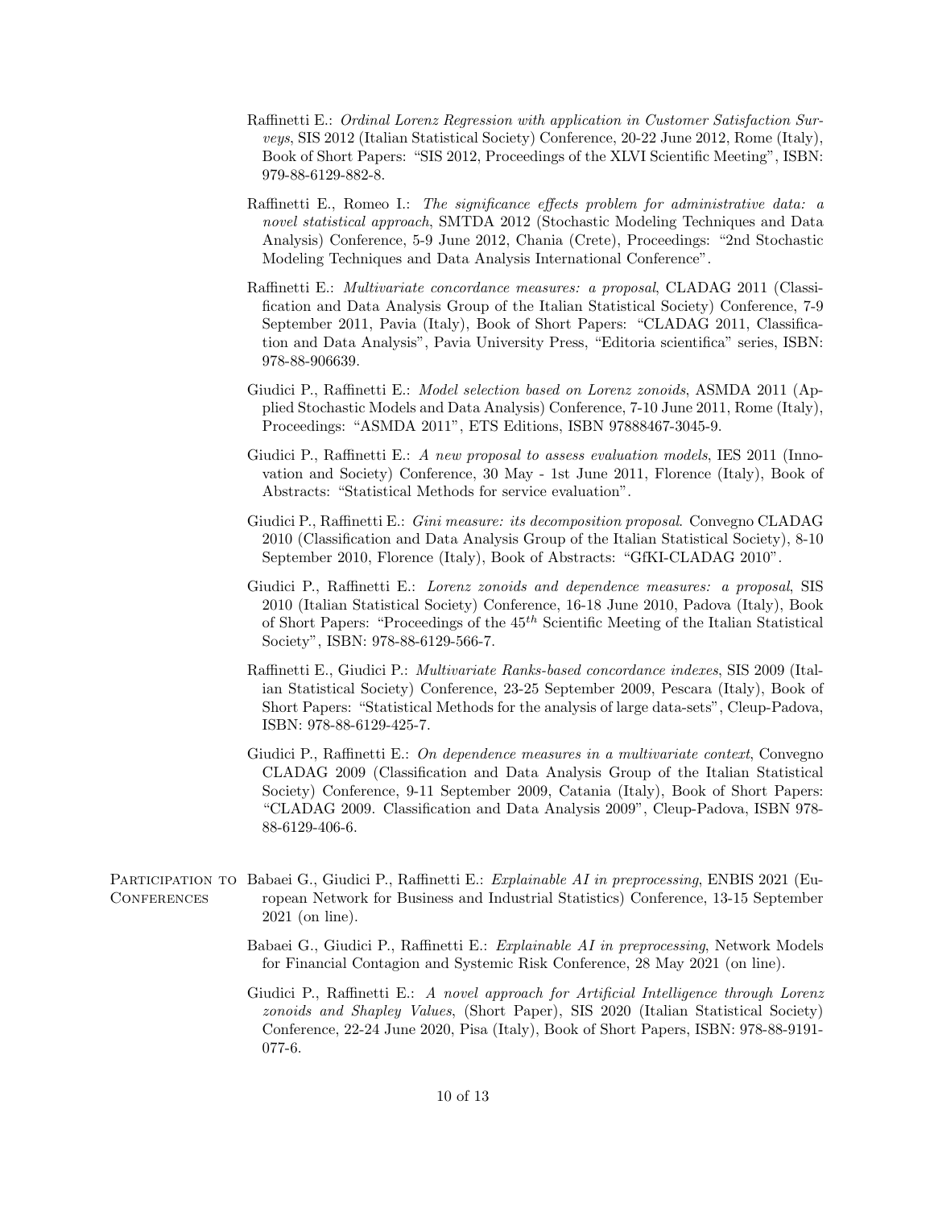Raffinetti E.: *Ordinal Lorenz Regression with application in Customer Satisfaction Surveys*, SIS 2012 (Italian Statistical Society) Conference, 20-22 June 2012, Rome (Italy), Book of Short Papers: "SIS 2012, Proceedings of the XLVI Scientific Meeting", ISBN: 979-88-6129-882-8.

Raffinetti E., Romeo I.: *The significance effects problem for administrative data: a novel statistical approach*, SMTDA 2012 (Stochastic Modeling Techniques and Data Analysis) Conference, 5-9 June 2012, Chania (Crete), Proceedings: "2nd Stochastic Modeling Techniques and Data Analysis International Conference".

Raffinetti E.: *Multivariate concordance measures: a proposal*, CLADAG 2011 (Classification and Data Analysis Group of the Italian Statistical Society) Conference, 7-9 September 2011, Pavia (Italy), Book of Short Papers: "CLADAG 2011, Classification and Data Analysis", Pavia University Press, "Editoria scientifica" series, ISBN: 978-88-906639.

Giudici P., Raffinetti E.: *Model selection based on Lorenz zonoids*, ASMDA 2011 (Applied Stochastic Models and Data Analysis) Conference, 7-10 June 2011, Rome (Italy), Proceedings: "ASMDA 2011", ETS Editions, ISBN 97888467-3045-9.

Giudici P., Raffinetti E.: *A new proposal to assess evaluation models*, IES 2011 (Innovation and Society) Conference, 30 May - 1st June 2011, Florence (Italy), Book of Abstracts: "Statistical Methods for service evaluation".

Giudici P., Raffinetti E.: *Gini measure: its decomposition proposal*. Convegno CLADAG 2010 (Classification and Data Analysis Group of the Italian Statistical Society), 8-10 September 2010, Florence (Italy), Book of Abstracts: "GfKI-CLADAG 2010".

Giudici P., Raffinetti E.: *Lorenz zonoids and dependence measures: a proposal*, SIS 2010 (Italian Statistical Society) Conference, 16-18 June 2010, Padova (Italy), Book of Short Papers: "Proceedings of the $45^{th}$ Scientific Meeting of the Italian Statistical Society", ISBN: 978-88-6129-566-7.

Raffinetti E., Giudici P.: *Multivariate Ranks-based concordance indexes*, SIS 2009 (Italian Statistical Society) Conference, 23-25 September 2009, Pescara (Italy), Book of Short Papers: "Statistical Methods for the analysis of large data-sets", Cleup-Padova, ISBN: 978-88-6129-425-7.

Giudici P., Raffinetti E.: *On dependence measures in a multivariate context*, Convegno CLADAG 2009 (Classification and Data Analysis Group of the Italian Statistical Society) Conference, 9-11 September 2009, Catania (Italy), Book of Short Papers: "CLADAG 2009. Classification and Data Analysis 2009", Cleup-Padova, ISBN 978-88-6129-406-6.

## Participation to Conferences

Babaei G., Giudici P., Raffinetti E.: *Explainable AI in preprocessing*, ENBIS 2021 (European Network for Business and Industrial Statistics) Conference, 13-15 September 2021 (on line).

Babaei G., Giudici P., Raffinetti E.: *Explainable AI in preprocessing*, Network Models for Financial Contagion and Systemic Risk Conference, 28 May 2021 (on line).

Giudici P., Raffinetti E.: *A novel approach for Artificial Intelligence through Lorenz zonoids and Shapley Values*, (Short Paper), SIS 2020 (Italian Statistical Society) Conference, 22-24 June 2020, Pisa (Italy), Book of Short Papers, ISBN: 978-88-9191-077-6.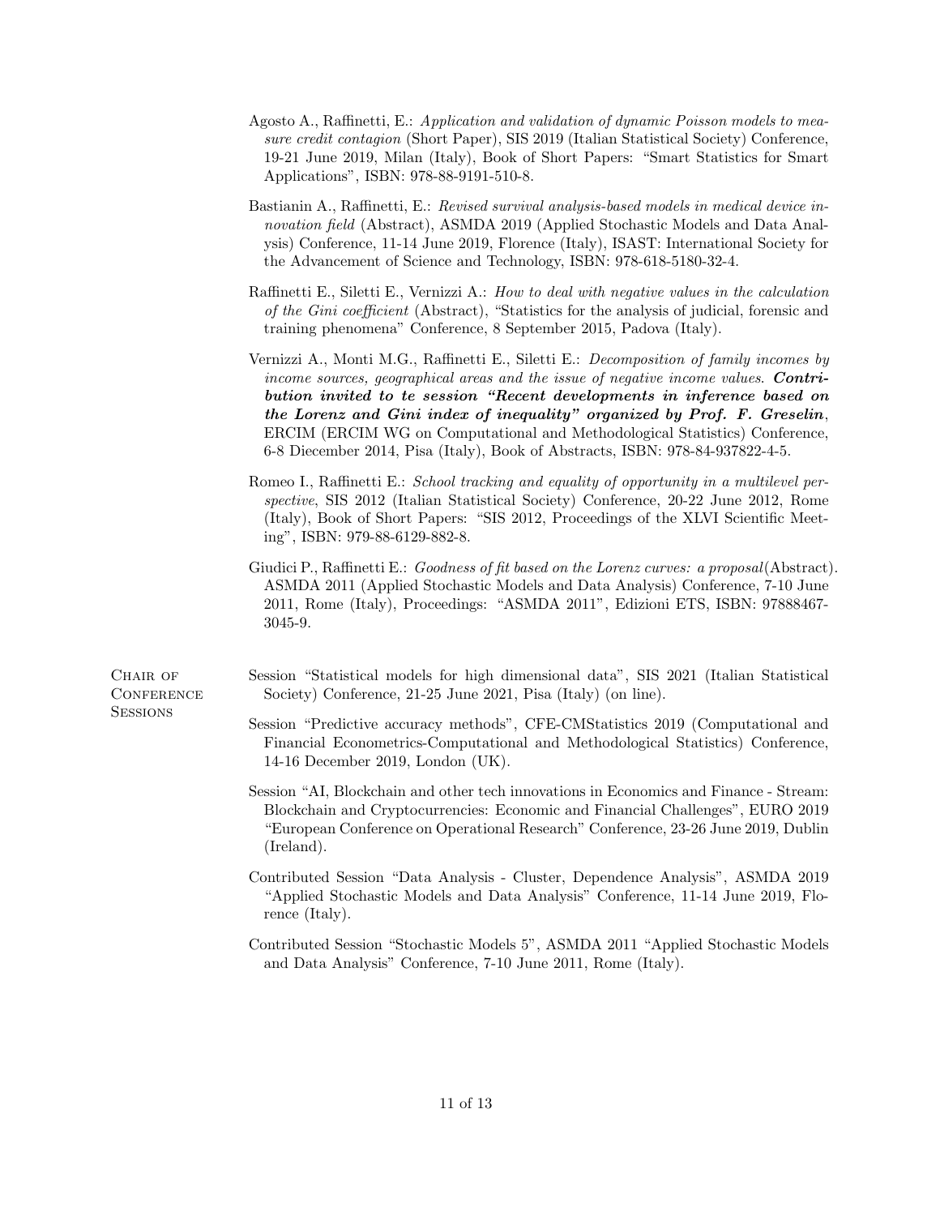Agosto A., Raffinetti, E.: *Application and validation of dynamic Poisson models to measure credit contagion* (Short Paper), SIS 2019 (Italian Statistical Society) Conference, 19-21 June 2019, Milan (Italy), Book of Short Papers: "Smart Statistics for Smart Applications", ISBN: 978-88-9191-510-8.

Bastianin A., Raffinetti, E.: *Revised survival analysis-based models in medical device innovation field* (Abstract), ASMDA 2019 (Applied Stochastic Models and Data Analysis) Conference, 11-14 June 2019, Florence (Italy), ISAST: International Society for the Advancement of Science and Technology, ISBN: 978-618-5180-32-4.

Raffinetti E., Siletti E., Vernizzi A.: *How to deal with negative values in the calculation of the Gini coefficient* (Abstract), "Statistics for the analysis of judicial, forensic and training phenomena" Conference, 8 September 2015, Padova (Italy).

Vernizzi A., Monti M.G., Raffinetti E., Siletti E.: *Decomposition of family incomes by income sources, geographical areas and the issue of negative income values.* ***Contribution invited to te session "Recent developments in inference based on the Lorenz and Gini index of inequality" organized by Prof. F. Greselin***, ERCIM (ERCIM WG on Computational and Methodological Statistics) Conference, 6-8 Diecember 2014, Pisa (Italy), Book of Abstracts, ISBN: 978-84-937822-4-5.

Romeo I., Raffinetti E.: *School tracking and equality of opportunity in a multilevel perspective*, SIS 2012 (Italian Statistical Society) Conference, 20-22 June 2012, Rome (Italy), Book of Short Papers: "SIS 2012, Proceedings of the XLVI Scientific Meeting", ISBN: 979-88-6129-882-8.

Giudici P., Raffinetti E.: *Goodness of fit based on the Lorenz curves: a proposal*(Abstract). ASMDA 2011 (Applied Stochastic Models and Data Analysis) Conference, 7-10 June 2011, Rome (Italy), Proceedings: "ASMDA 2011", Edizioni ETS, ISBN: 97888467-3045-9.

## Chair of Conference Sessions

Session "Statistical models for high dimensional data", SIS 2021 (Italian Statistical Society) Conference, 21-25 June 2021, Pisa (Italy) (on line).

Session "Predictive accuracy methods", CFE-CMStatistics 2019 (Computational and Financial Econometrics-Computational and Methodological Statistics) Conference, 14-16 December 2019, London (UK).

Session "AI, Blockchain and other tech innovations in Economics and Finance - Stream: Blockchain and Cryptocurrencies: Economic and Financial Challenges", EURO 2019 "European Conference on Operational Research" Conference, 23-26 June 2019, Dublin (Ireland).

Contributed Session "Data Analysis - Cluster, Dependence Analysis", ASMDA 2019 "Applied Stochastic Models and Data Analysis" Conference, 11-14 June 2019, Florence (Italy).

Contributed Session "Stochastic Models 5", ASMDA 2011 "Applied Stochastic Models and Data Analysis" Conference, 7-10 June 2011, Rome (Italy).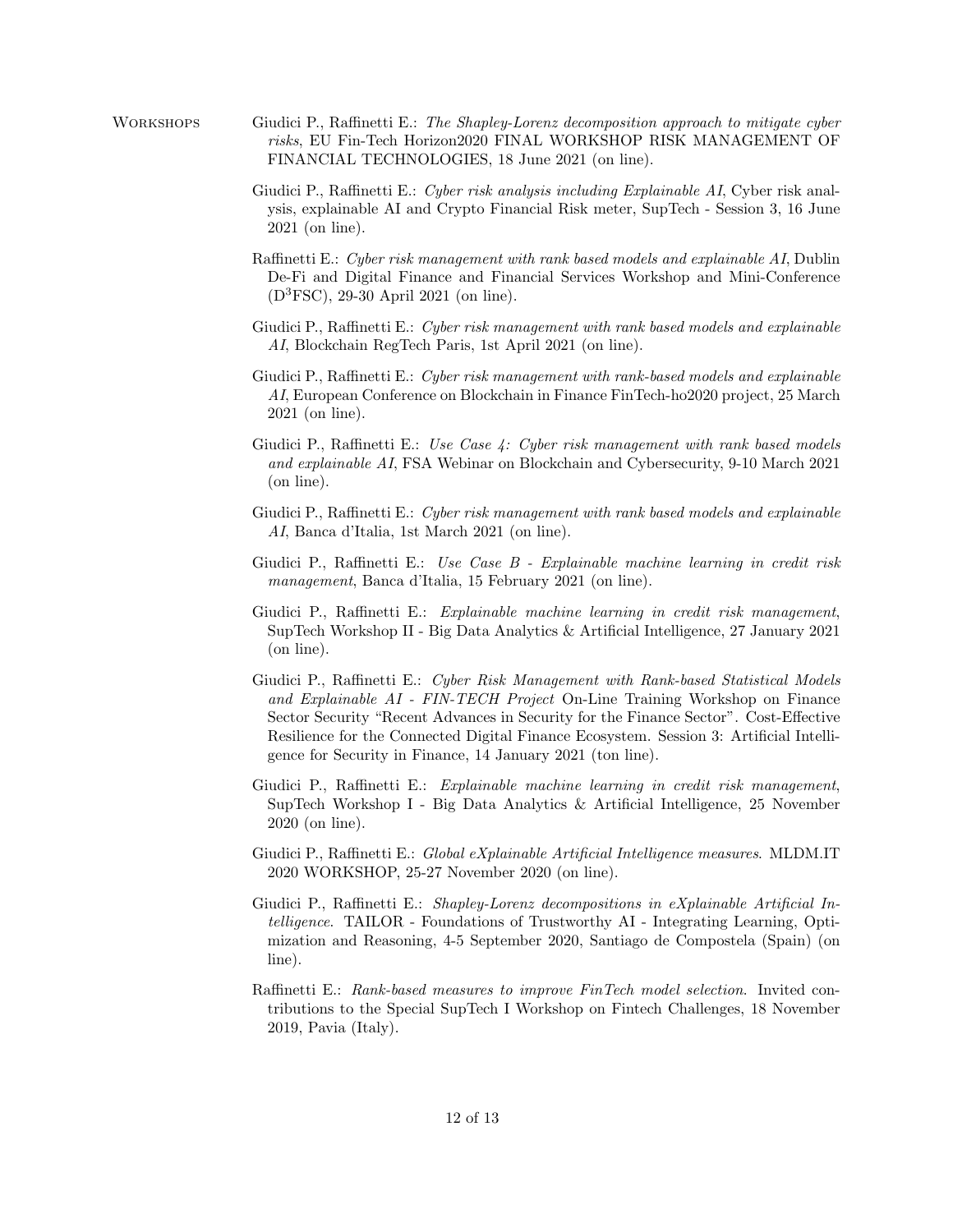## Workshops

Giudici P., Raffinetti E.: *The Shapley-Lorenz decomposition approach to mitigate cyber risks*, EU Fin-Tech Horizon2020 FINAL WORKSHOP RISK MANAGEMENT OF FINANCIAL TECHNOLOGIES, 18 June 2021 (on line).

Giudici P., Raffinetti E.: *Cyber risk analysis including Explainable AI*, Cyber risk analysis, explainable AI and Crypto Financial Risk meter, SupTech - Session 3, 16 June 2021 (on line).

Raffinetti E.: *Cyber risk management with rank based models and explainable AI*, Dublin De-Fi and Digital Finance and Financial Services Workshop and Mini-Conference ($D^3$FSC), 29-30 April 2021 (on line).

Giudici P., Raffinetti E.: *Cyber risk management with rank based models and explainable AI*, Blockchain RegTech Paris, 1st April 2021 (on line).

Giudici P., Raffinetti E.: *Cyber risk management with rank-based models and explainable AI*, European Conference on Blockchain in Finance FinTech-ho2020 project, 25 March 2021 (on line).

Giudici P., Raffinetti E.: *Use Case 4: Cyber risk management with rank based models and explainable AI*, FSA Webinar on Blockchain and Cybersecurity, 9-10 March 2021 (on line).

Giudici P., Raffinetti E.: *Cyber risk management with rank based models and explainable AI*, Banca d'Italia, 1st March 2021 (on line).

Giudici P., Raffinetti E.: *Use Case B - Explainable machine learning in credit risk management*, Banca d'Italia, 15 February 2021 (on line).

Giudici P., Raffinetti E.: *Explainable machine learning in credit risk management*, SupTech Workshop II - Big Data Analytics & Artificial Intelligence, 27 January 2021 (on line).

Giudici P., Raffinetti E.: *Cyber Risk Management with Rank-based Statistical Models and Explainable AI - FIN-TECH Project* On-Line Training Workshop on Finance Sector Security "Recent Advances in Security for the Finance Sector". Cost-Effective Resilience for the Connected Digital Finance Ecosystem. Session 3: Artificial Intelligence for Security in Finance, 14 January 2021 (ton line).

Giudici P., Raffinetti E.: *Explainable machine learning in credit risk management*, SupTech Workshop I - Big Data Analytics & Artificial Intelligence, 25 November 2020 (on line).

Giudici P., Raffinetti E.: *Global eXplainable Artificial Intelligence measures*. MLDM.IT 2020 WORKSHOP, 25-27 November 2020 (on line).

Giudici P., Raffinetti E.: *Shapley-Lorenz decompositions in eXplainable Artificial Intelligence*. TAILOR - Foundations of Trustworthy AI - Integrating Learning, Optimization and Reasoning, 4-5 September 2020, Santiago de Compostela (Spain) (on line).

Raffinetti E.: *Rank-based measures to improve FinTech model selection*. Invited contributions to the Special SupTech I Workshop on Fintech Challenges, 18 November 2019, Pavia (Italy).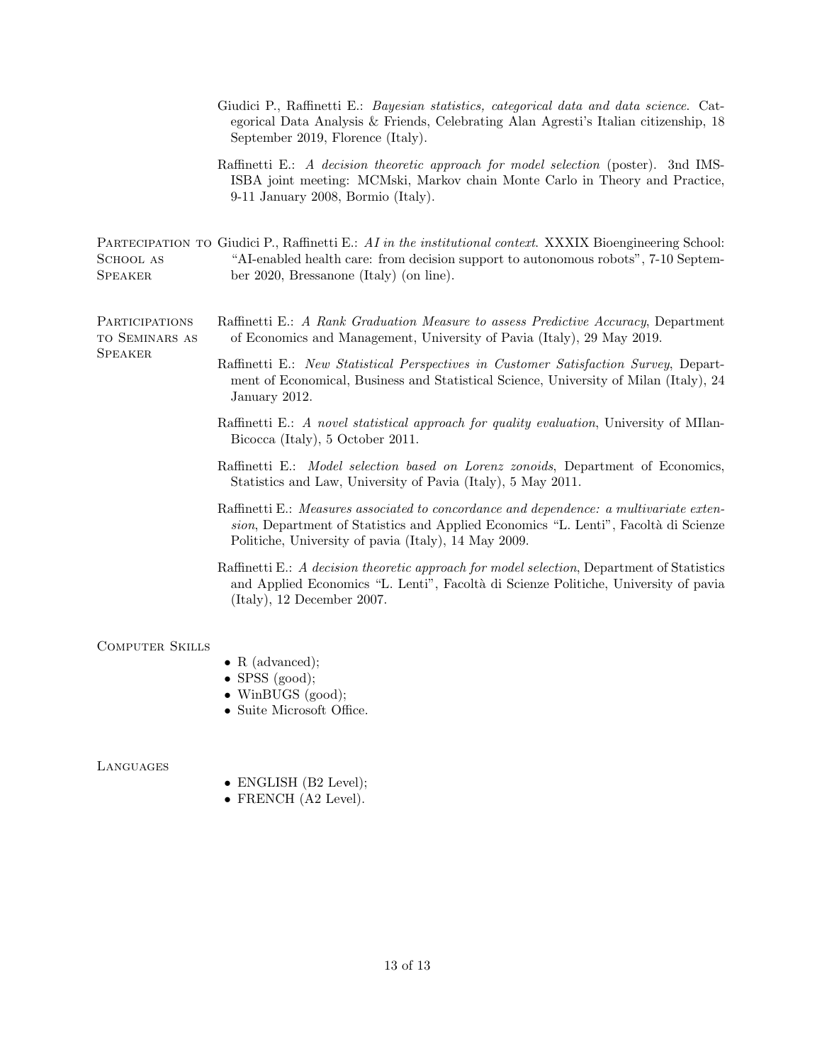Giudici P., Raffinetti E.: *Bayesian statistics, categorical data and data science*. Categorical Data Analysis & Friends, Celebrating Alan Agresti's Italian citizenship, 18 September 2019, Florence (Italy).

Raffinetti E.: *A decision theoretic approach for model selection* (poster). 3nd IMS-ISBA joint meeting: MCMski, Markov chain Monte Carlo in Theory and Practice, 9-11 January 2008, Bormio (Italy).

## Partecipation to School as Speaker

Giudici P., Raffinetti E.: *AI in the institutional context*. XXXIX Bioengineering School: "AI-enabled health care: from decision support to autonomous robots", 7-10 September 2020, Bressanone (Italy) (on line).

## Participations to Seminars as Speaker

Raffinetti E.: *A Rank Graduation Measure to assess Predictive Accuracy*, Department of Economics and Management, University of Pavia (Italy), 29 May 2019.

Raffinetti E.: *New Statistical Perspectives in Customer Satisfaction Survey*, Department of Economical, Business and Statistical Science, University of Milan (Italy), 24 January 2012.

Raffinetti E.: *A novel statistical approach for quality evaluation*, University of MIlan-Bicocca (Italy), 5 October 2011.

Raffinetti E.: *Model selection based on Lorenz zonoids*, Department of Economics, Statistics and Law, University of Pavia (Italy), 5 May 2011.

Raffinetti E.: *Measures associated to concordance and dependence: a multivariate extension*, Department of Statistics and Applied Economics "L. Lenti", Facoltà di Scienze Politiche, University of pavia (Italy), 14 May 2009.

Raffinetti E.: *A decision theoretic approach for model selection*, Department of Statistics and Applied Economics "L. Lenti", Facoltà di Scienze Politiche, University of pavia (Italy), 12 December 2007.

## Computer Skills

- R (advanced);
- SPSS (good);
- WinBUGS (good);
- Suite Microsoft Office.

## Languages

- ENGLISH (B2 Level);
- FRENCH (A2 Level).